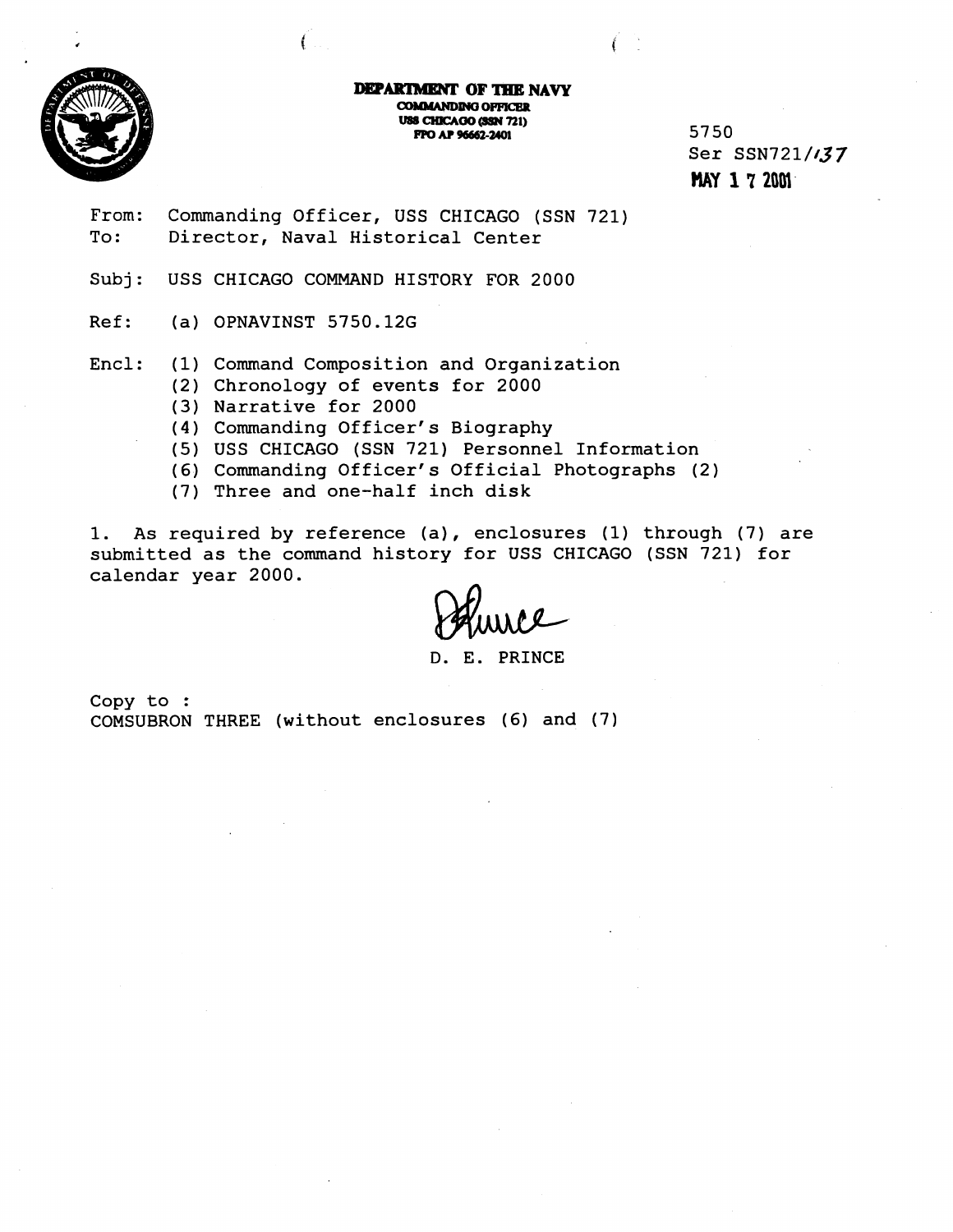**DEPARTMENT OF THE NAVY**
COMMANDING OFFICER
USS CHICAGO (SSN 721)
FPO AP 96662-2401

5750
Ser SSN721/137
MAY 17 2001

From: Commanding Officer, USS CHICAGO (SSN 721)
To: Director, Naval Historical Center

Subj: USS CHICAGO COMMAND HISTORY FOR 2000

Ref: (a) OPNAVINST 5750.12G

Encl: (1) Command Composition and Organization
(2) Chronology of events for 2000
(3) Narrative for 2000
(4) Commanding Officer's Biography
(5) USS CHICAGO (SSN 721) Personnel Information
(6) Commanding Officer's Official Photographs (2)
(7) Three and one-half inch disk

1. As required by reference (a), enclosures (1) through (7) are submitted as the command history for USS CHICAGO (SSN 721) for calendar year 2000.

D. E. PRINCE

Copy to :
COMSUBRON THREE (without enclosures (6) and (7)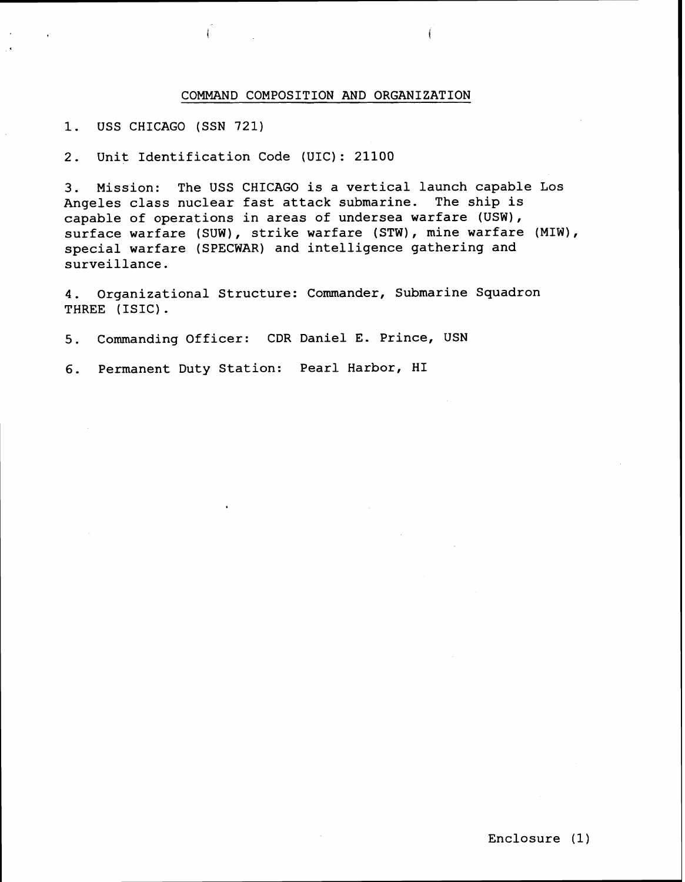## COMMAND COMPOSITION AND ORGANIZATION

1. USS CHICAGO (SSN 721)

2. Unit Identification Code (UIC): 21100

3. Mission: The USS CHICAGO is a vertical launch capable Los Angeles class nuclear fast attack submarine. The ship is capable of operations in areas of undersea warfare (USW), surface warfare (SUW), strike warfare (STW), mine warfare (MIW), special warfare (SPECWAR) and intelligence gathering and surveillance.

4. Organizational Structure: Commander, Submarine Squadron THREE (ISIC).

5. Commanding Officer: CDR Daniel E. Prince, USN

6. Permanent Duty Station: Pearl Harbor, HI

Enclosure (1)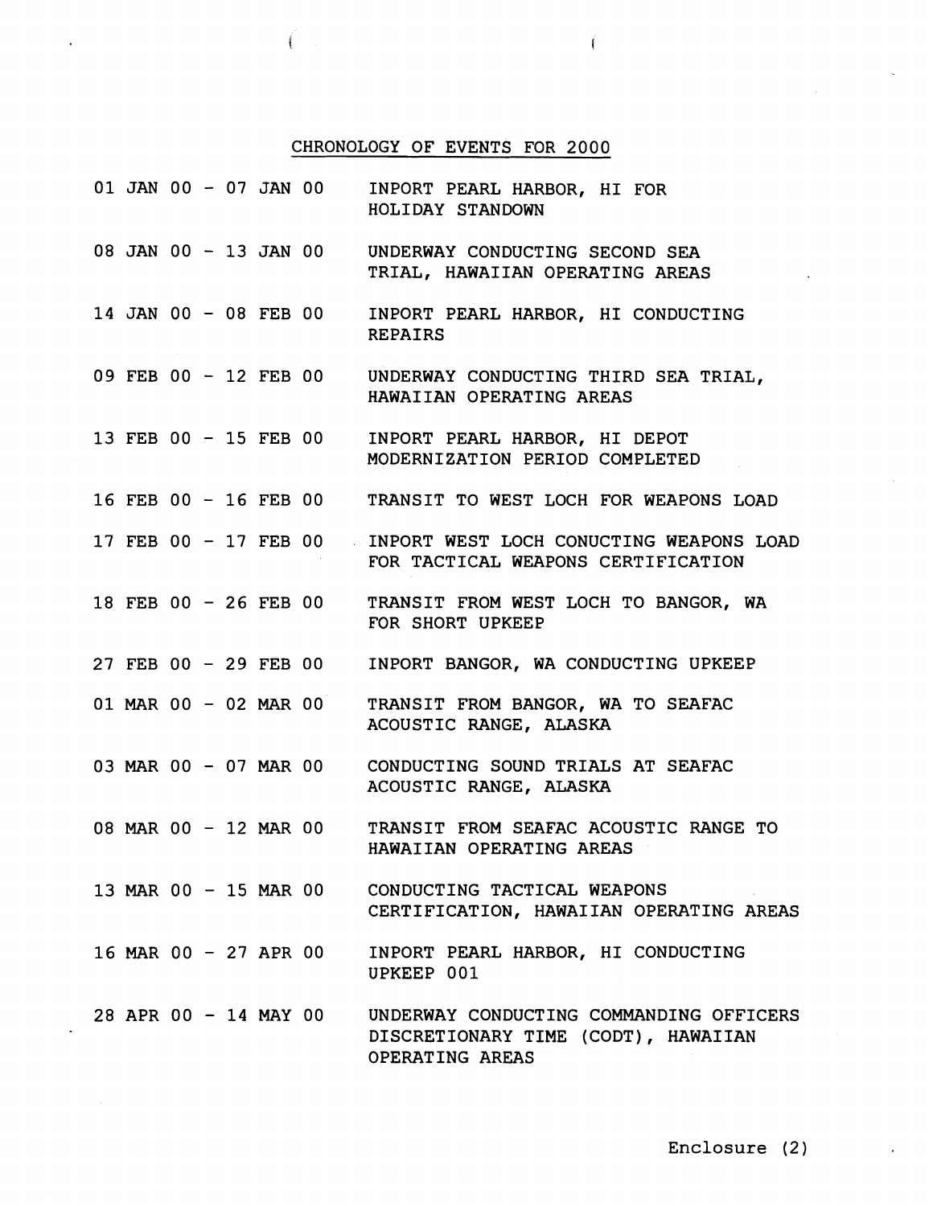## CHRONOLOGY OF EVENTS FOR 2000

| | |
|---|---|
| 01 JAN 00 - 07 JAN 00 | INPORT PEARL HARBOR, HI FOR HOLIDAY STANDOWN |
| 08 JAN 00 - 13 JAN 00 | UNDERWAY CONDUCTING SECOND SEA TRIAL, HAWAIIAN OPERATING AREAS |
| 14 JAN 00 - 08 FEB 00 | INPORT PEARL HARBOR, HI CONDUCTING REPAIRS |
| 09 FEB 00 - 12 FEB 00 | UNDERWAY CONDUCTING THIRD SEA TRIAL, HAWAIIAN OPERATING AREAS |
| 13 FEB 00 - 15 FEB 00 | INPORT PEARL HARBOR, HI DEPOT MODERNIZATION PERIOD COMPLETED |
| 16 FEB 00 - 16 FEB 00 | TRANSIT TO WEST LOCH FOR WEAPONS LOAD |
| 17 FEB 00 - 17 FEB 00 | INPORT WEST LOCH CONUCTING WEAPONS LOAD FOR TACTICAL WEAPONS CERTIFICATION |
| 18 FEB 00 - 26 FEB 00 | TRANSIT FROM WEST LOCH TO BANGOR, WA FOR SHORT UPKEEP |
| 27 FEB 00 - 29 FEB 00 | INPORT BANGOR, WA CONDUCTING UPKEEP |
| 01 MAR 00 - 02 MAR 00 | TRANSIT FROM BANGOR, WA TO SEAFAC ACOUSTIC RANGE, ALASKA |
| 03 MAR 00 - 07 MAR 00 | CONDUCTING SOUND TRIALS AT SEAFAC ACOUSTIC RANGE, ALASKA |
| 08 MAR 00 - 12 MAR 00 | TRANSIT FROM SEAFAC ACOUSTIC RANGE TO HAWAIIAN OPERATING AREAS |
| 13 MAR 00 - 15 MAR 00 | CONDUCTING TACTICAL WEAPONS CERTIFICATION, HAWAIIAN OPERATING AREAS |
| 16 MAR 00 - 27 APR 00 | INPORT PEARL HARBOR, HI CONDUCTING UPKEEP 001 |
| 28 APR 00 - 14 MAY 00 | UNDERWAY CONDUCTING COMMANDING OFFICERS DISCRETIONARY TIME (CODT), HAWAIIAN OPERATING AREAS |

Enclosure (2)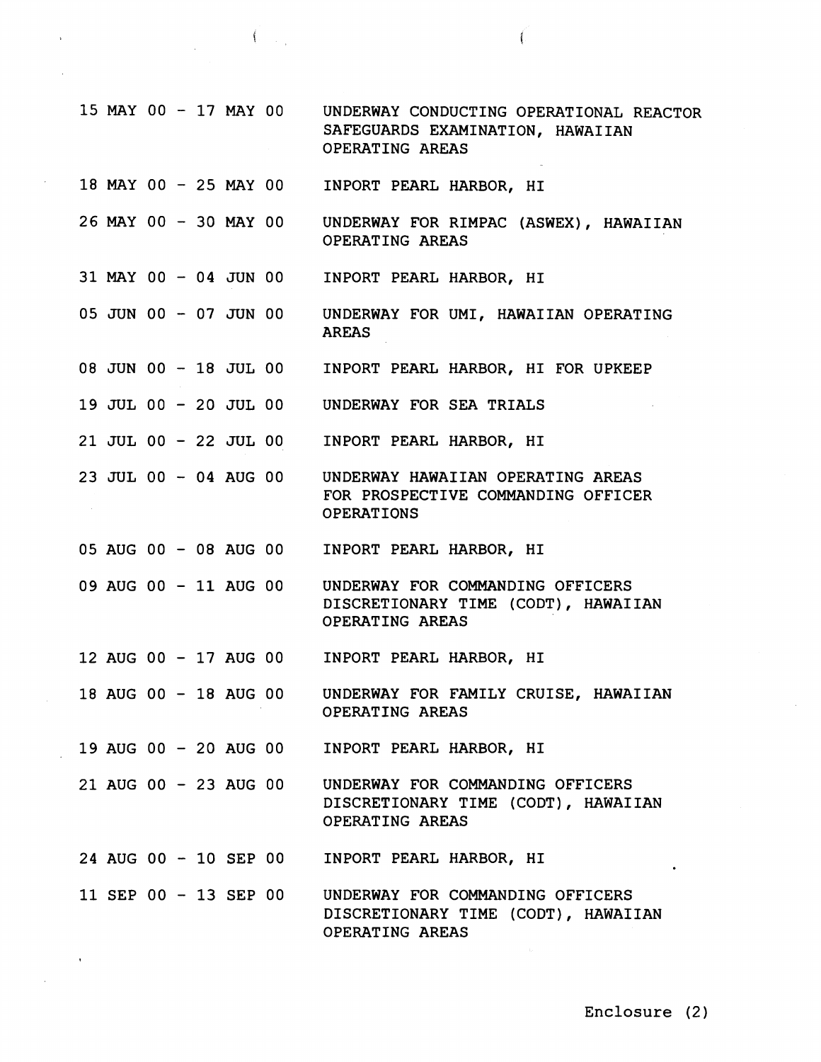| | |
|---|---|
| 15 MAY 00 - 17 MAY 00 | UNDERWAY CONDUCTING OPERATIONAL REACTOR SAFEGUARDS EXAMINATION, HAWAIIAN OPERATING AREAS |
| 18 MAY 00 - 25 MAY 00 | INPORT PEARL HARBOR, HI |
| 26 MAY 00 - 30 MAY 00 | UNDERWAY FOR RIMPAC (ASWEX), HAWAIIAN OPERATING AREAS |
| 31 MAY 00 - 04 JUN 00 | INPORT PEARL HARBOR, HI |
| 05 JUN 00 - 07 JUN 00 | UNDERWAY FOR UMI, HAWAIIAN OPERATING AREAS |
| 08 JUN 00 - 18 JUL 00 | INPORT PEARL HARBOR, HI FOR UPKEEP |
| 19 JUL 00 - 20 JUL 00 | UNDERWAY FOR SEA TRIALS |
| 21 JUL 00 - 22 JUL 00 | INPORT PEARL HARBOR, HI |
| 23 JUL 00 - 04 AUG 00 | UNDERWAY HAWAIIAN OPERATING AREAS FOR PROSPECTIVE COMMANDING OFFICER OPERATIONS |
| 05 AUG 00 - 08 AUG 00 | INPORT PEARL HARBOR, HI |
| 09 AUG 00 - 11 AUG 00 | UNDERWAY FOR COMMANDING OFFICERS DISCRETIONARY TIME (CODT), HAWAIIAN OPERATING AREAS |
| 12 AUG 00 - 17 AUG 00 | INPORT PEARL HARBOR, HI |
| 18 AUG 00 - 18 AUG 00 | UNDERWAY FOR FAMILY CRUISE, HAWAIIAN OPERATING AREAS |
| 19 AUG 00 - 20 AUG 00 | INPORT PEARL HARBOR, HI |
| 21 AUG 00 - 23 AUG 00 | UNDERWAY FOR COMMANDING OFFICERS DISCRETIONARY TIME (CODT), HAWAIIAN OPERATING AREAS |
| 24 AUG 00 - 10 SEP 00 | INPORT PEARL HARBOR, HI |
| 11 SEP 00 - 13 SEP 00 | UNDERWAY FOR COMMANDING OFFICERS DISCRETIONARY TIME (CODT), HAWAIIAN OPERATING AREAS |

Enclosure (2)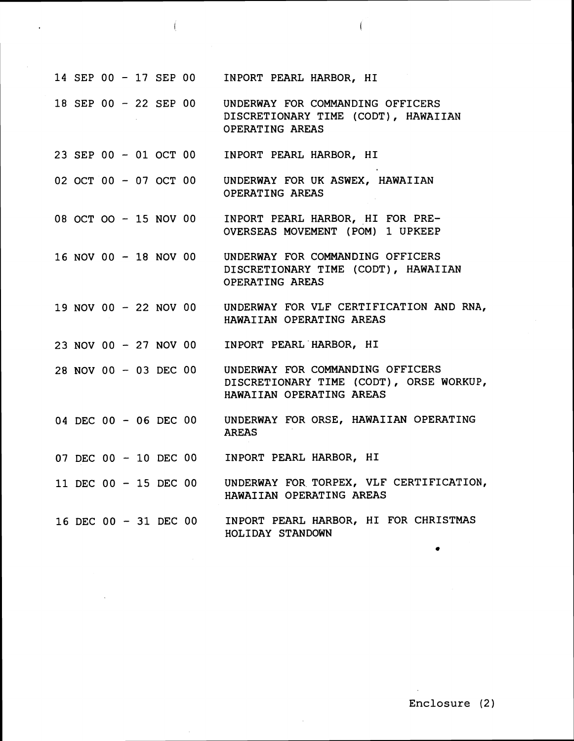| | |
|---|---|
| 14 SEP 00 - 17 SEP 00 | INPORT PEARL HARBOR, HI |
| 18 SEP 00 - 22 SEP 00 | UNDERWAY FOR COMMANDING OFFICERS DISCRETIONARY TIME (CODT), HAWAIIAN OPERATING AREAS |
| 23 SEP 00 - 01 OCT 00 | INPORT PEARL HARBOR, HI |
| 02 OCT 00 - 07 OCT 00 | UNDERWAY FOR UK ASWEX, HAWAIIAN OPERATING AREAS |
| 08 OCT OO - 15 NOV 00 | INPORT PEARL HARBOR, HI FOR PRE-OVERSEAS MOVEMENT (POM) 1 UPKEEP |
| 16 NOV 00 - 18 NOV 00 | UNDERWAY FOR COMMANDING OFFICERS DISCRETIONARY TIME (CODT), HAWAIIAN OPERATING AREAS |
| 19 NOV 00 - 22 NOV 00 | UNDERWAY FOR VLF CERTIFICATION AND RNA, HAWAIIAN OPERATING AREAS |
| 23 NOV 00 - 27 NOV 00 | INPORT PEARL HARBOR, HI |
| 28 NOV 00 - 03 DEC 00 | UNDERWAY FOR COMMANDING OFFICERS DISCRETIONARY TIME (CODT), ORSE WORKUP, HAWAIIAN OPERATING AREAS |
| 04 DEC 00 - 06 DEC 00 | UNDERWAY FOR ORSE, HAWAIIAN OPERATING AREAS |
| 07 DEC 00 - 10 DEC 00 | INPORT PEARL HARBOR, HI |
| 11 DEC 00 - 15 DEC 00 | UNDERWAY FOR TORPEX, VLF CERTIFICATION, HAWAIIAN OPERATING AREAS |
| 16 DEC 00 - 31 DEC 00 | INPORT PEARL HARBOR, HI FOR CHRISTMAS HOLIDAY STANDOWN |

Enclosure (2)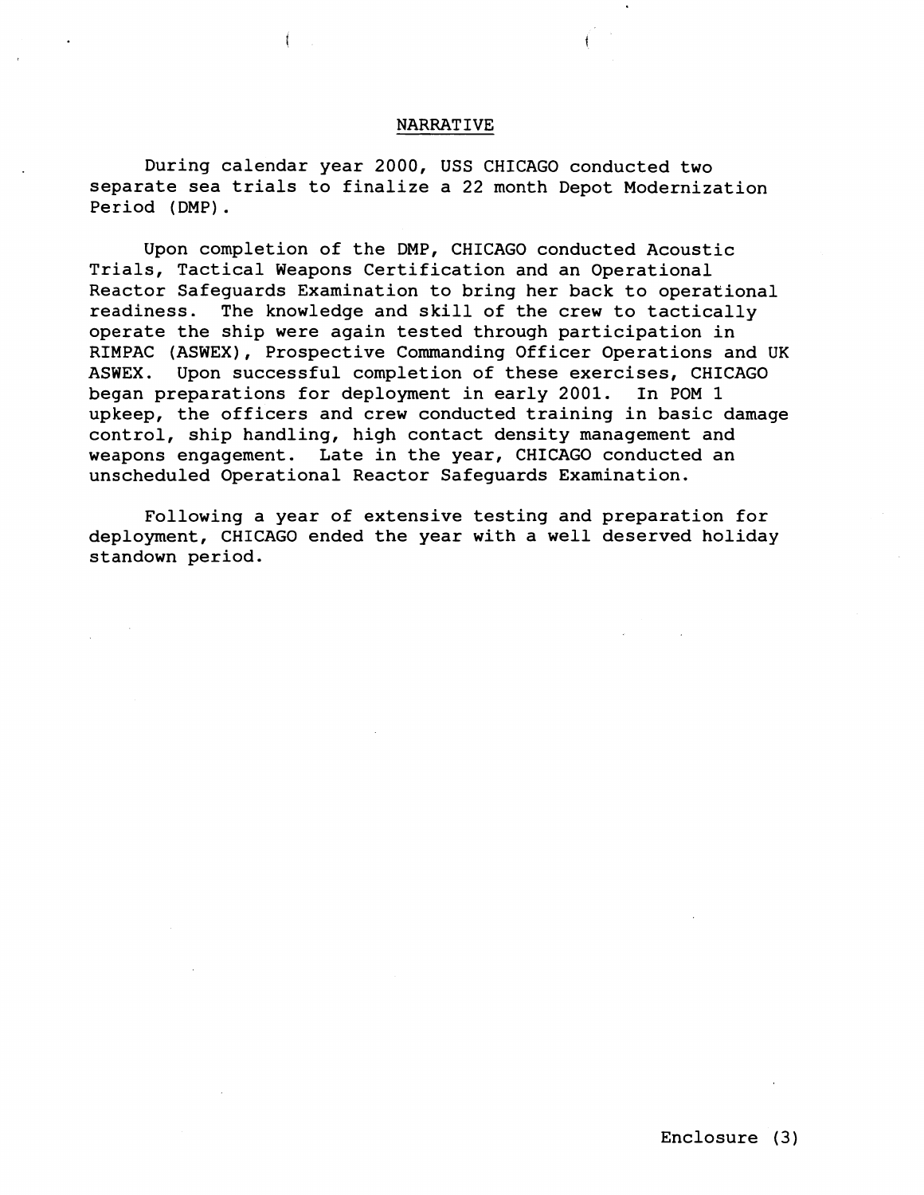# NARRATIVE

During calendar year 2000, USS CHICAGO conducted two separate sea trials to finalize a 22 month Depot Modernization Period (DMP).

Upon completion of the DMP, CHICAGO conducted Acoustic Trials, Tactical Weapons Certification and an Operational Reactor Safeguards Examination to bring her back to operational readiness. The knowledge and skill of the crew to tactically operate the ship were again tested through participation in RIMPAC (ASWEX), Prospective Commanding Officer Operations and UK ASWEX. Upon successful completion of these exercises, CHICAGO began preparations for deployment in early 2001. In POM 1 upkeep, the officers and crew conducted training in basic damage control, ship handling, high contact density management and weapons engagement. Late in the year, CHICAGO conducted an unscheduled Operational Reactor Safeguards Examination.

Following a year of extensive testing and preparation for deployment, CHICAGO ended the year with a well deserved holiday standown period.

Enclosure (3)